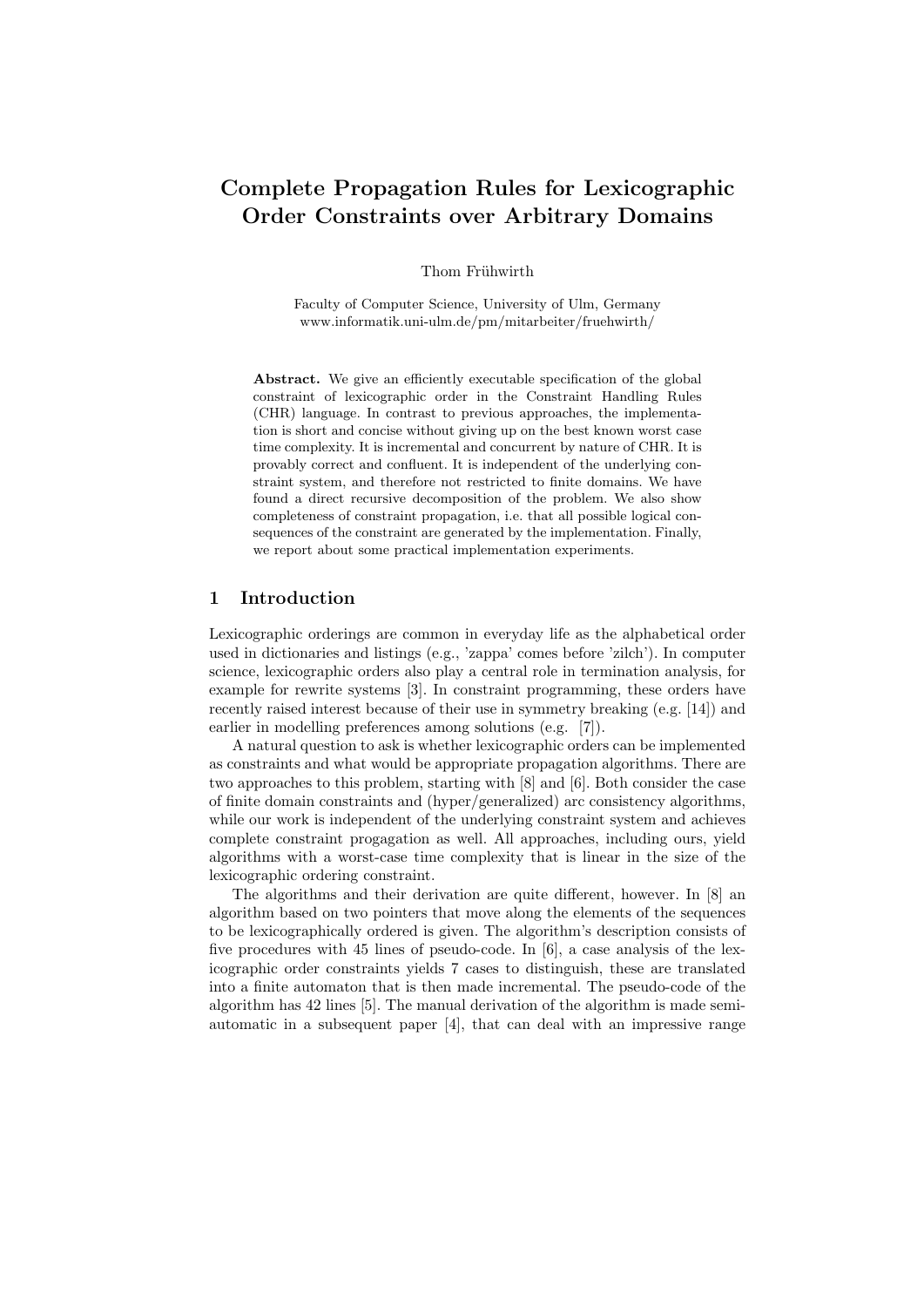# Complete Propagation Rules for Lexicographic Order Constraints over Arbitrary Domains

Thom Frühwirth

Faculty of Computer Science, University of Ulm, Germany
www.informatik.uni-ulm.de/pm/mitarbeiter/fruehwirth/

**Abstract.** We give an efficiently executable specification of the global constraint of lexicographic order in the Constraint Handling Rules (CHR) language. In contrast to previous approaches, the implementation is short and concise without giving up on the best known worst case time complexity. It is incremental and concurrent by nature of CHR. It is provably correct and confluent. It is independent of the underlying constraint system, and therefore not restricted to finite domains. We have found a direct recursive decomposition of the problem. We also show completeness of constraint propagation, i.e. that all possible logical consequences of the constraint are generated by the implementation. Finally, we report about some practical implementation experiments.

## 1 Introduction

Lexicographic orderings are common in everyday life as the alphabetical order used in dictionaries and listings (e.g., 'zappa' comes before 'zilch'). In computer science, lexicographic orders also play a central role in termination analysis, for example for rewrite systems [3]. In constraint programming, these orders have recently raised interest because of their use in symmetry breaking (e.g. [14]) and earlier in modelling preferences among solutions (e.g. [7]).

A natural question to ask is whether lexicographic orders can be implemented as constraints and what would be appropriate propagation algorithms. There are two approaches to this problem, starting with [8] and [6]. Both consider the case of finite domain constraints and (hyper/generalized) arc consistency algorithms, while our work is independent of the underlying constraint system and achieves complete constraint progagation as well. All approaches, including ours, yield algorithms with a worst-case time complexity that is linear in the size of the lexicographic ordering constraint.

The algorithms and their derivation are quite different, however. In [8] an algorithm based on two pointers that move along the elements of the sequences to be lexicographically ordered is given. The algorithm's description consists of five procedures with 45 lines of pseudo-code. In [6], a case analysis of the lexicographic order constraints yields 7 cases to distinguish, these are translated into a finite automaton that is then made incremental. The pseudo-code of the algorithm has 42 lines [5]. The manual derivation of the algorithm is made semi-automatic in a subsequent paper [4], that can deal with an impressive range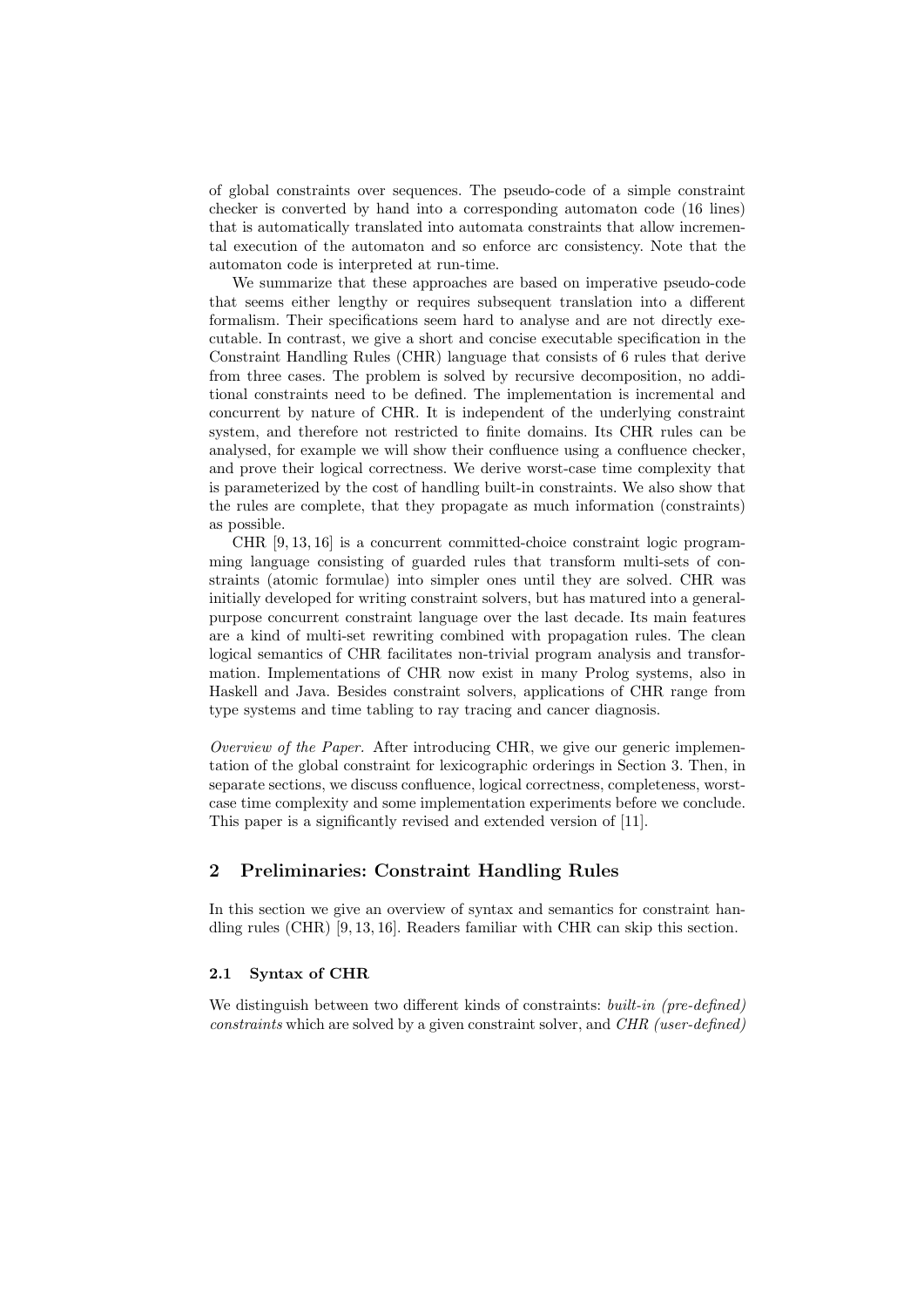of global constraints over sequences. The pseudo-code of a simple constraint checker is converted by hand into a corresponding automaton code (16 lines) that is automatically translated into automata constraints that allow incremental execution of the automaton and so enforce arc consistency. Note that the automaton code is interpreted at run-time.

We summarize that these approaches are based on imperative pseudo-code that seems either lengthy or requires subsequent translation into a different formalism. Their specifications seem hard to analyse and are not directly executable. In contrast, we give a short and concise executable specification in the Constraint Handling Rules (CHR) language that consists of 6 rules that derive from three cases. The problem is solved by recursive decomposition, no additional constraints need to be defined. The implementation is incremental and concurrent by nature of CHR. It is independent of the underlying constraint system, and therefore not restricted to finite domains. Its CHR rules can be analysed, for example we will show their confluence using a confluence checker, and prove their logical correctness. We derive worst-case time complexity that is parameterized by the cost of handling built-in constraints. We also show that the rules are complete, that they propagate as much information (constraints) as possible.

CHR [9, 13, 16] is a concurrent committed-choice constraint logic programming language consisting of guarded rules that transform multi-sets of constraints (atomic formulae) into simpler ones until they are solved. CHR was initially developed for writing constraint solvers, but has matured into a general-purpose concurrent constraint language over the last decade. Its main features are a kind of multi-set rewriting combined with propagation rules. The clean logical semantics of CHR facilitates non-trivial program analysis and transformation. Implementations of CHR now exist in many Prolog systems, also in Haskell and Java. Besides constraint solvers, applications of CHR range from type systems and time tabling to ray tracing and cancer diagnosis.

*Overview of the Paper.* After introducing CHR, we give our generic implementation of the global constraint for lexicographic orderings in Section 3. Then, in separate sections, we discuss confluence, logical correctness, completeness, worst-case time complexity and some implementation experiments before we conclude. This paper is a significantly revised and extended version of [11].

## 2 Preliminaries: Constraint Handling Rules

In this section we give an overview of syntax and semantics for constraint handling rules (CHR) [9, 13, 16]. Readers familiar with CHR can skip this section.

### 2.1 Syntax of CHR

We distinguish between two different kinds of constraints: *built-in (pre-defined) constraints* which are solved by a given constraint solver, and *CHR (user-defined)*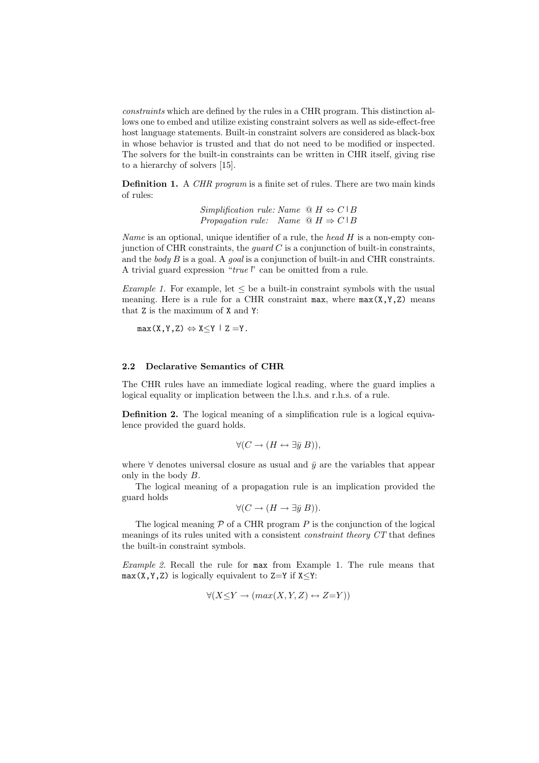*constraints* which are defined by the rules in a CHR program. This distinction allows one to embed and utilize existing constraint solvers as well as side-effect-free host language statements. Built-in constraint solvers are considered as black-box in whose behavior is trusted and that do not need to be modified or inspected. The solvers for the built-in constraints can be written in CHR itself, giving rise to a hierarchy of solvers [15].

**Definition 1.** A *CHR program* is a finite set of rules. There are two main kinds of rules:

*Simplification rule:* *Name* @ $H \Leftrightarrow C \mid B$
*Propagation rule:* *Name* @ $H \Rightarrow C \mid B$

*Name* is an optional, unique identifier of a rule, the *head* $H$ is a non-empty conjunction of CHR constraints, the *guard* $C$ is a conjunction of built-in constraints, and the *body* $B$ is a goal. A *goal* is a conjunction of built-in and CHR constraints. A trivial guard expression "*true* |" can be omitted from a rule.

*Example 1.* For example, let $\leq$ be a built-in constraint symbols with the usual meaning. Here is a rule for a CHR constraint `max`, where `max(X,Y,Z)` means that `Z` is the maximum of `X` and `Y`:

```
max(X,Y,Z) ⇔ X≤Y | Z =Y.
```

### 2.2 Declarative Semantics of CHR

The CHR rules have an immediate logical reading, where the guard implies a logical equality or implication between the l.h.s. and r.h.s. of a rule.

**Definition 2.** The logical meaning of a simplification rule is a logical equivalence provided the guard holds.

$$\forall(C \rightarrow (H \leftrightarrow \exists\bar{y}\ B)),$$

where $\forall$ denotes universal closure as usual and $\bar{y}$ are the variables that appear only in the body $B$.

The logical meaning of a propagation rule is an implication provided the guard holds

$$\forall(C \rightarrow (H \rightarrow \exists\bar{y}\ B)).$$

The logical meaning $\mathcal{P}$ of a CHR program $P$ is the conjunction of the logical meanings of its rules united with a consistent *constraint theory* $CT$ that defines the built-in constraint symbols.

*Example 2.* Recall the rule for `max` from Example 1. The rule means that `max(X,Y,Z)` is logically equivalent to `Z=Y` if `X≤Y`:

$$\forall(X{\leq}Y \rightarrow (max(X,Y,Z) \leftrightarrow Z{=}Y))$$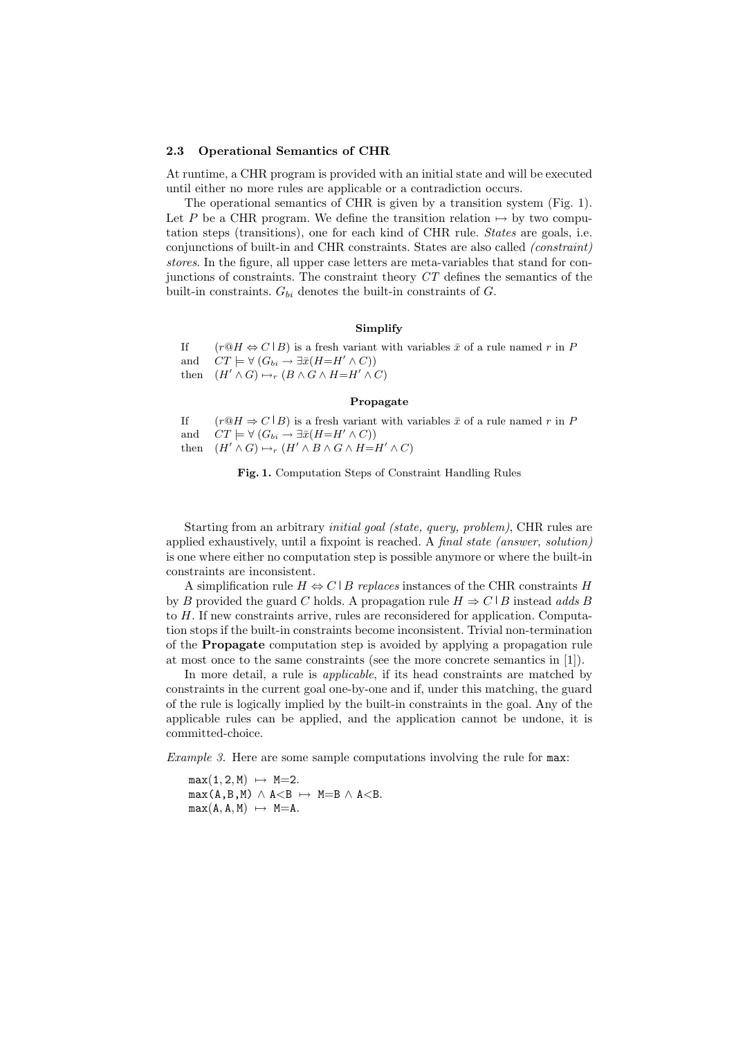### 2.3 Operational Semantics of CHR

At runtime, a CHR program is provided with an initial state and will be executed until either no more rules are applicable or a contradiction occurs.

The operational semantics of CHR is given by a transition system (Fig. 1). Let $P$ be a CHR program. We define the transition relation $\mapsto$ by two computation steps (transitions), one for each kind of CHR rule. *States* are goals, i.e. conjunctions of built-in and CHR constraints. States are also called *(constraint) stores*. In the figure, all upper case letters are meta-variables that stand for conjunctions of constraints. The constraint theory $CT$ defines the semantics of the built-in constraints. $G_{bi}$ denotes the built-in constraints of $G$.

**Simplify**

If $(r@H \Leftrightarrow C \mid B)$ is a fresh variant with variables $\bar{x}$ of a rule named $r$ in $P$
and $CT \models \forall\, (G_{bi} \rightarrow \exists \bar{x}(H{=}H' \wedge C))$
then $(H' \wedge G) \mapsto_r (B \wedge G \wedge H{=}H' \wedge C)$

**Propagate**

If $(r@H \Rightarrow C \mid B)$ is a fresh variant with variables $\bar{x}$ of a rule named $r$ in $P$
and $CT \models \forall\, (G_{bi} \rightarrow \exists \bar{x}(H{=}H' \wedge C))$
then $(H' \wedge G) \mapsto_r (H' \wedge B \wedge G \wedge H{=}H' \wedge C)$

**Fig. 1.** Computation Steps of Constraint Handling Rules

Starting from an arbitrary *initial goal (state, query, problem)*, CHR rules are applied exhaustively, until a fixpoint is reached. A *final state (answer, solution)* is one where either no computation step is possible anymore or where the built-in constraints are inconsistent.

A simplification rule $H \Leftrightarrow C \mid B$ *replaces* instances of the CHR constraints $H$ by $B$ provided the guard $C$ holds. A propagation rule $H \Rightarrow C \mid B$ instead *adds* $B$ to $H$. If new constraints arrive, rules are reconsidered for application. Computation stops if the built-in constraints become inconsistent. Trivial non-termination of the **Propagate** computation step is avoided by applying a propagation rule at most once to the same constraints (see the more concrete semantics in [1]).

In more detail, a rule is *applicable*, if its head constraints are matched by constraints in the current goal one-by-one and if, under this matching, the guard of the rule is logically implied by the built-in constraints in the goal. Any of the applicable rules can be applied, and the application cannot be undone, it is committed-choice.

*Example 3.* Here are some sample computations involving the rule for `max`:

```
max(1,2,M) ↦ M=2.
max(A,B,M) ∧ A<B ↦ M=B ∧ A<B.
max(A,A,M) ↦ M=A.
```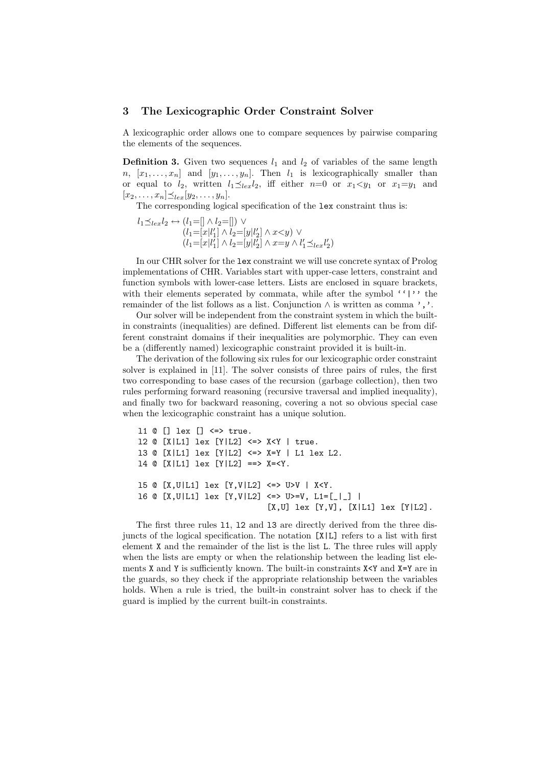## 3 The Lexicographic Order Constraint Solver

A lexicographic order allows one to compare sequences by pairwise comparing the elements of the sequences.

**Definition 3.** Given two sequences $l_1$ and $l_2$ of variables of the same length $n$, $[x_1, \ldots, x_n]$ and $[y_1, \ldots, y_n]$. Then $l_1$ is lexicographically smaller than or equal to $l_2$, written $l_1 \preceq_{lex} l_2$, iff either $n{=}0$ or $x_1{<}y_1$ or $x_1{=}y_1$ and $[x_2, \ldots, x_n] \preceq_{lex} [y_2, \ldots, y_n]$.

The corresponding logical specification of the `lex` constraint thus is:

$$
\begin{aligned}
l_1 \preceq_{lex} l_2 \leftrightarrow\ & (l_1{=}[] \wedge l_2{=}[]) \vee \\
& (l_1{=}[x|l_1'] \wedge l_2{=}[y|l_2'] \wedge x{<}y) \vee \\
& (l_1{=}[x|l_1'] \wedge l_2{=}[y|l_2'] \wedge x{=}y \wedge l_1' \preceq_{lex} l_2')
\end{aligned}
$$

In our CHR solver for the `lex` constraint we will use concrete syntax of Prolog implementations of CHR. Variables start with upper-case letters, constraint and function symbols with lower-case letters. Lists are enclosed in square brackets, with their elements seperated by commata, while after the symbol ``|'' the remainder of the list follows as a list. Conjunction $\wedge$ is written as comma ','.

Our solver will be independent from the constraint system in which the built-in constraints (inequalities) are defined. Different list elements can be from different constraint domains if their inequalities are polymorphic. They can even be a (differently named) lexicographic constraint provided it is built-in.

The derivation of the following six rules for our lexicographic order constraint solver is explained in [11]. The solver consists of three pairs of rules, the first two corresponding to base cases of the recursion (garbage collection), then two rules performing forward reasoning (recursive traversal and implied inequality), and finally two for backward reasoning, covering a not so obvious special case when the lexicographic constraint has a unique solution.

```
l1 @ [] lex [] <=> true.
l2 @ [X|L1] lex [Y|L2] <=> X<Y | true.
l3 @ [X|L1] lex [Y|L2] <=> X=Y | L1 lex L2.
l4 @ [X|L1] lex [Y|L2] ==> X=<Y.

l5 @ [X,U|L1] lex [Y,V|L2] <=> U>V | X<Y.
l6 @ [X,U|L1] lex [Y,V|L2] <=> U>=V, L1=[_|_] |
                               [X,U] lex [Y,V], [X|L1] lex [Y|L2].
```

The first three rules `l1`, `l2` and `l3` are directly derived from the three disjuncts of the logical specification. The notation `[X|L]` refers to a list with first element `X` and the remainder of the list is the list `L`. The three rules will apply when the lists are empty or when the relationship between the leading list elements `X` and `Y` is sufficiently known. The built-in constraints `X<Y` and `X=Y` are in the guards, so they check if the appropriate relationship between the variables holds. When a rule is tried, the built-in constraint solver has to check if the guard is implied by the current built-in constraints.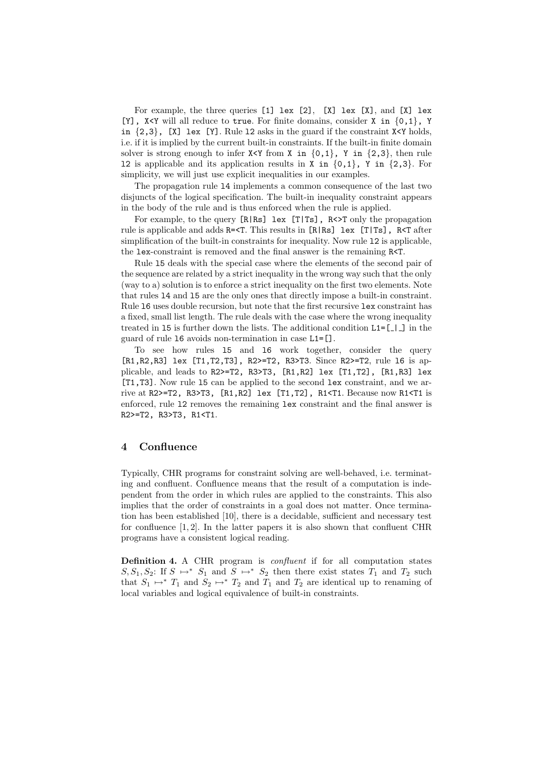For example, the three queries `[1] lex [2]`, `[X] lex [X]`, and `[X] lex [Y], X<Y` will all reduce to `true`. For finite domains, consider `X in {0,1}, Y in {2,3}, [X] lex [Y]`. Rule `l2` asks in the guard if the constraint `X<Y` holds, i.e. if it is implied by the current built-in constraints. If the built-in finite domain solver is strong enough to infer `X<Y` from `X in {0,1}, Y in {2,3}`, then rule `l2` is applicable and its application results in `X in {0,1}, Y in {2,3}`. For simplicity, we will just use explicit inequalities in our examples.

The propagation rule `l4` implements a common consequence of the last two disjuncts of the logical specification. The built-in inequality constraint appears in the body of the rule and is thus enforced when the rule is applied.

For example, to the query `[R|Rs] lex [T|Ts], R<>T` only the propagation rule is applicable and adds `R=<T`. This results in `[R|Rs] lex [T|Ts], R<T` after simplification of the built-in constraints for inequality. Now rule `l2` is applicable, the `lex`-constraint is removed and the final answer is the remaining `R<T`.

Rule `l5` deals with the special case where the elements of the second pair of the sequence are related by a strict inequality in the wrong way such that the only (way to a) solution is to enforce a strict inequality on the first two elements. Note that rules `l4` and `l5` are the only ones that directly impose a built-in constraint. Rule `l6` uses double recursion, but note that the first recursive `lex` constraint has a fixed, small list length. The rule deals with the case where the wrong inequality treated in `l5` is further down the lists. The additional condition `L1=[_|_]` in the guard of rule `l6` avoids non-termination in case `L1=[]`.

To see how rules `l5` and `l6` work together, consider the query `[R1,R2,R3] lex [T1,T2,T3], R2>=T2, R3>T3`. Since `R2>=T2`, rule `l6` is applicable, and leads to `R2>=T2, R3>T3, [R1,R2] lex [T1,T2], [R1,R3] lex [T1,T3]`. Now rule `l5` can be applied to the second `lex` constraint, and we arrive at `R2>=T2, R3>T3, [R1,R2] lex [T1,T2], R1<T1`. Because now `R1<T1` is enforced, rule `l2` removes the remaining `lex` constraint and the final answer is `R2>=T2, R3>T3, R1<T1`.

## 4 Confluence

Typically, CHR programs for constraint solving are well-behaved, i.e. terminating and confluent. Confluence means that the result of a computation is independent from the order in which rules are applied to the constraints. This also implies that the order of constraints in a goal does not matter. Once termination has been established [10], there is a decidable, sufficient and necessary test for confluence [1, 2]. In the latter papers it is also shown that confluent CHR programs have a consistent logical reading.

**Definition 4.** A CHR program is *confluent* if for all computation states $S, S_1, S_2$: If $S \mapsto^* S_1$ and $S \mapsto^* S_2$ then there exist states $T_1$ and $T_2$ such that $S_1 \mapsto^* T_1$ and $S_2 \mapsto^* T_2$ and $T_1$ and $T_2$ are identical up to renaming of local variables and logical equivalence of built-in constraints.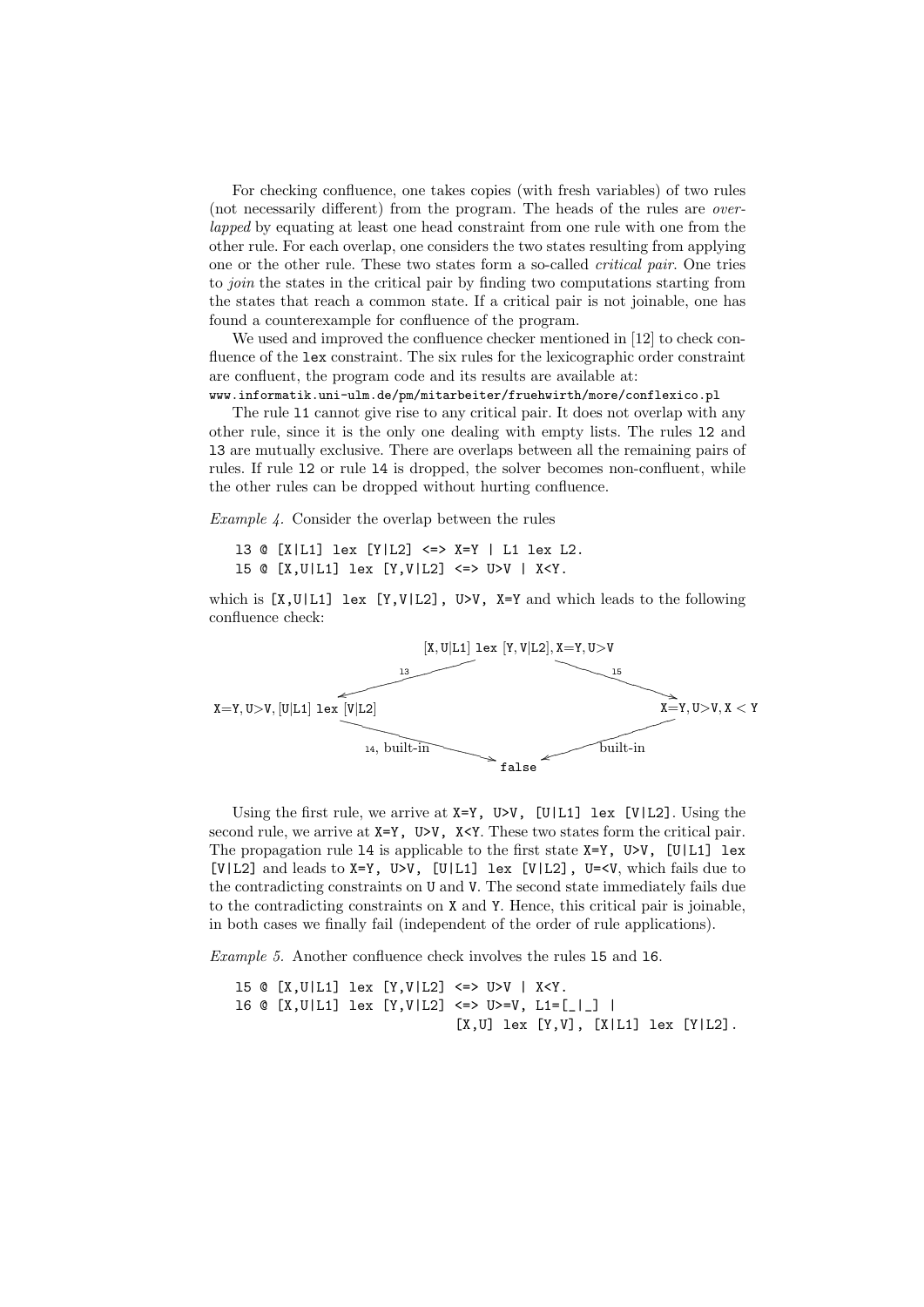For checking confluence, one takes copies (with fresh variables) of two rules (not necessarily different) from the program. The heads of the rules are *overlapped* by equating at least one head constraint from one rule with one from the other rule. For each overlap, one considers the two states resulting from applying one or the other rule. These two states form a so-called *critical pair*. One tries to *join* the states in the critical pair by finding two computations starting from the states that reach a common state. If a critical pair is not joinable, one has found a counterexample for confluence of the program.

We used and improved the confluence checker mentioned in [12] to check confluence of the `lex` constraint. The six rules for the lexicographic order constraint are confluent, the program code and its results are available at:
`www.informatik.uni-ulm.de/pm/mitarbeiter/fruehwirth/more/conflexico.pl`

The rule `l1` cannot give rise to any critical pair. It does not overlap with any other rule, since it is the only one dealing with empty lists. The rules `l2` and `l3` are mutually exclusive. There are overlaps between all the remaining pairs of rules. If rule `l2` or rule `l4` is dropped, the solver becomes non-confluent, while the other rules can be dropped without hurting confluence.

*Example 4.* Consider the overlap between the rules

```
l3 @ [X|L1] lex [Y|L2] <=> X=Y | L1 lex L2.
l5 @ [X,U|L1] lex [Y,V|L2] <=> U>V | X<Y.
```

which is `[X,U|L1] lex [Y,V|L2], U>V, X=Y` and which leads to the following confluence check:

```
                 [X,U|L1] lex [Y,V|L2], X=Y, U>V
                l3 /                          \ l5
X=Y, U>V, [U|L1] lex [V|L2]              X=Y, U>V, X < Y
          l4, built-in \                  / built-in
                          false
```

Using the first rule, we arrive at `X=Y, U>V, [U|L1] lex [V|L2]`. Using the second rule, we arrive at `X=Y, U>V, X<Y`. These two states form the critical pair. The propagation rule `l4` is applicable to the first state `X=Y, U>V, [U|L1] lex [V|L2]` and leads to `X=Y, U>V, [U|L1] lex [V|L2], U=<V`, which fails due to the contradicting constraints on `U` and `V`. The second state immediately fails due to the contradicting constraints on `X` and `Y`. Hence, this critical pair is joinable, in both cases we finally fail (independent of the order of rule applications).

*Example 5.* Another confluence check involves the rules `l5` and `l6`.

```
l5 @ [X,U|L1] lex [Y,V|L2] <=> U>V | X<Y.
l6 @ [X,U|L1] lex [Y,V|L2] <=> U>=V, L1=[_|_] |
                               [X,U] lex [Y,V], [X|L1] lex [Y|L2].
```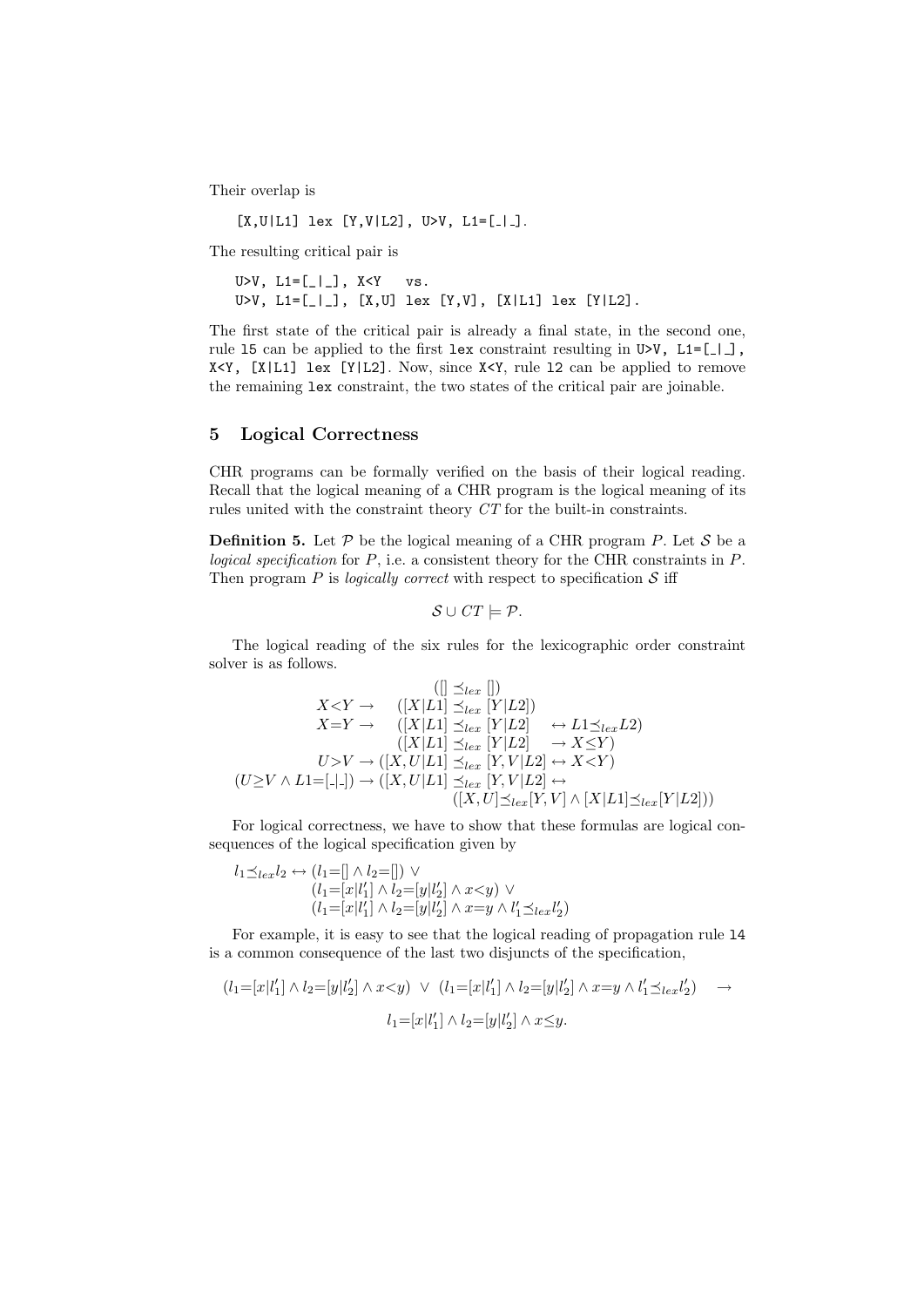Their overlap is

```
[X,U|L1] lex [Y,V|L2], U>V, L1=[_|_].
```

The resulting critical pair is

```
U>V, L1=[_|_], X<Y   vs.
U>V, L1=[_|_], [X,U] lex [Y,V], [X|L1] lex [Y|L2].
```

The first state of the critical pair is already a final state, in the second one, rule `l5` can be applied to the first `lex` constraint resulting in `U>V, L1=[_|_], X<Y, [X|L1] lex [Y|L2]`. Now, since `X<Y`, rule `l2` can be applied to remove the remaining `lex` constraint, the two states of the critical pair are joinable.

## 5 Logical Correctness

CHR programs can be formally verified on the basis of their logical reading. Recall that the logical meaning of a CHR program is the logical meaning of its rules united with the constraint theory $CT$ for the built-in constraints.

**Definition 5.** Let $\mathcal{P}$ be the logical meaning of a CHR program $P$. Let $\mathcal{S}$ be a *logical specification* for $P$, i.e. a consistent theory for the CHR constraints in $P$. Then program $P$ is *logically correct* with respect to specification $\mathcal{S}$ iff

$$\mathcal{S} \cup CT \models \mathcal{P}.$$

The logical reading of the six rules for the lexicographic order constraint solver is as follows.

$$
\begin{array}{rl}
 & ([] \preceq_{lex} []) \\
X{<}Y \rightarrow & ([X|L1] \preceq_{lex} [Y|L2]) \\
X{=}Y \rightarrow & ([X|L1] \preceq_{lex} [Y|L2] \quad \leftrightarrow L1 {\preceq_{lex}} L2) \\
 & ([X|L1] \preceq_{lex} [Y|L2] \quad \rightarrow X{\leq}Y) \\
U{>}V \rightarrow & ([X,U|L1] \preceq_{lex} [Y,V|L2] \leftrightarrow X{<}Y) \\
(U{\geq}V \wedge L1{=}[\_|\_]) \rightarrow & ([X,U|L1] \preceq_{lex} [Y,V|L2] \leftrightarrow \\
 & \quad ([X,U] {\preceq_{lex}} [Y,V] \wedge [X|L1] {\preceq_{lex}} [Y|L2]))
\end{array}
$$

For logical correctness, we have to show that these formulas are logical consequences of the logical specification given by

$$
\begin{array}{rl}
l_1 {\preceq_{lex}} l_2 \leftrightarrow & (l_1{=}[] \wedge l_2{=}[]) \vee \\
 & (l_1{=}[x|l_1'] \wedge l_2{=}[y|l_2'] \wedge x{<}y) \vee \\
 & (l_1{=}[x|l_1'] \wedge l_2{=}[y|l_2'] \wedge x{=}y \wedge l_1' {\preceq_{lex}} l_2')
\end{array}
$$

For example, it is easy to see that the logical reading of propagation rule `l4` is a common consequence of the last two disjuncts of the specification,

$$
(l_1{=}[x|l_1'] \wedge l_2{=}[y|l_2'] \wedge x{<}y) \;\vee\; (l_1{=}[x|l_1'] \wedge l_2{=}[y|l_2'] \wedge x{=}y \wedge l_1' {\preceq_{lex}} l_2') \quad \rightarrow
$$

$$
l_1{=}[x|l_1'] \wedge l_2{=}[y|l_2'] \wedge x{\leq}y.
$$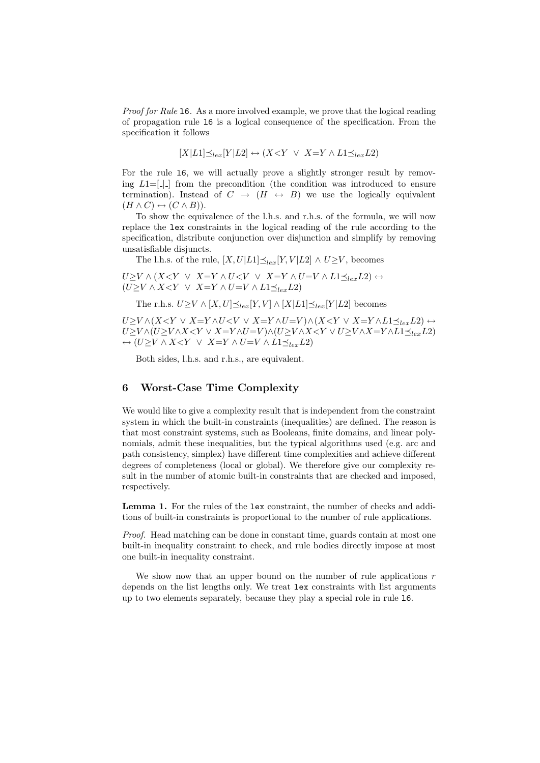*Proof for Rule* `l6`. As a more involved example, we prove that the logical reading of propagation rule `l6` is a logical consequence of the specification. From the specification it follows

$$[X|L1] \preceq_{lex} [Y|L2] \leftrightarrow (X{<}Y \;\vee\; X{=}Y \wedge L1 \preceq_{lex} L2)$$

For the rule `l6`, we will actually prove a slightly stronger result by removing $L1{=}[\_|\_]$ from the precondition (the condition was introduced to ensure termination). Instead of $C \rightarrow (H \leftrightarrow B)$ we use the logically equivalent $(H \wedge C) \leftrightarrow (C \wedge B))$.

To show the equivalence of the l.h.s. and r.h.s. of the formula, we will now replace the `lex` constraints in the logical reading of the rule according to the specification, distribute conjunction over disjunction and simplify by removing unsatisfiable disjuncts.

The l.h.s. of the rule, $[X, U|L1] \preceq_{lex} [Y, V|L2] \wedge U{\geq}V$, becomes

$U{\geq}V \wedge (X{<}Y \;\vee\; X{=}Y \wedge U{<}V \;\vee\; X{=}Y \wedge U{=}V \wedge L1 \preceq_{lex} L2) \leftrightarrow$
$(U{\geq}V \wedge X{<}Y \;\vee\; X{=}Y \wedge U{=}V \wedge L1 \preceq_{lex} L2)$

The r.h.s. $U{\geq}V \wedge [X, U] \preceq_{lex} [Y, V] \wedge [X|L1] \preceq_{lex} [Y|L2]$ becomes

$U{\geq}V \wedge (X{<}Y \vee X{=}Y \wedge U{<}V \vee X{=}Y \wedge U{=}V) \wedge (X{<}Y \vee X{=}Y \wedge L1 \preceq_{lex} L2) \leftrightarrow$
$U{\geq}V \wedge (U{\geq}V \wedge X{<}Y \vee X{=}Y \wedge U{=}V) \wedge (U{\geq}V \wedge X{<}Y \vee U{\geq}V \wedge X{=}Y \wedge L1 \preceq_{lex} L2)$
$\leftrightarrow (U{\geq}V \wedge X{<}Y \;\vee\; X{=}Y \wedge U{=}V \wedge L1 \preceq_{lex} L2)$

Both sides, l.h.s. and r.h.s., are equivalent.

## 6 Worst-Case Time Complexity

We would like to give a complexity result that is independent from the constraint system in which the built-in constraints (inequalities) are defined. The reason is that most constraint systems, such as Booleans, finite domains, and linear polynomials, admit these inequalities, but the typical algorithms used (e.g. arc and path consistency, simplex) have different time complexities and achieve different degrees of completeness (local or global). We therefore give our complexity result in the number of atomic built-in constraints that are checked and imposed, respectively.

**Lemma 1.** For the rules of the `lex` constraint, the number of checks and additions of built-in constraints is proportional to the number of rule applications.

*Proof.* Head matching can be done in constant time, guards contain at most one built-in inequality constraint to check, and rule bodies directly impose at most one built-in inequality constraint.

We show now that an upper bound on the number of rule applications $r$ depends on the list lengths only. We treat `lex` constraints with list arguments up to two elements separately, because they play a special role in rule `l6`.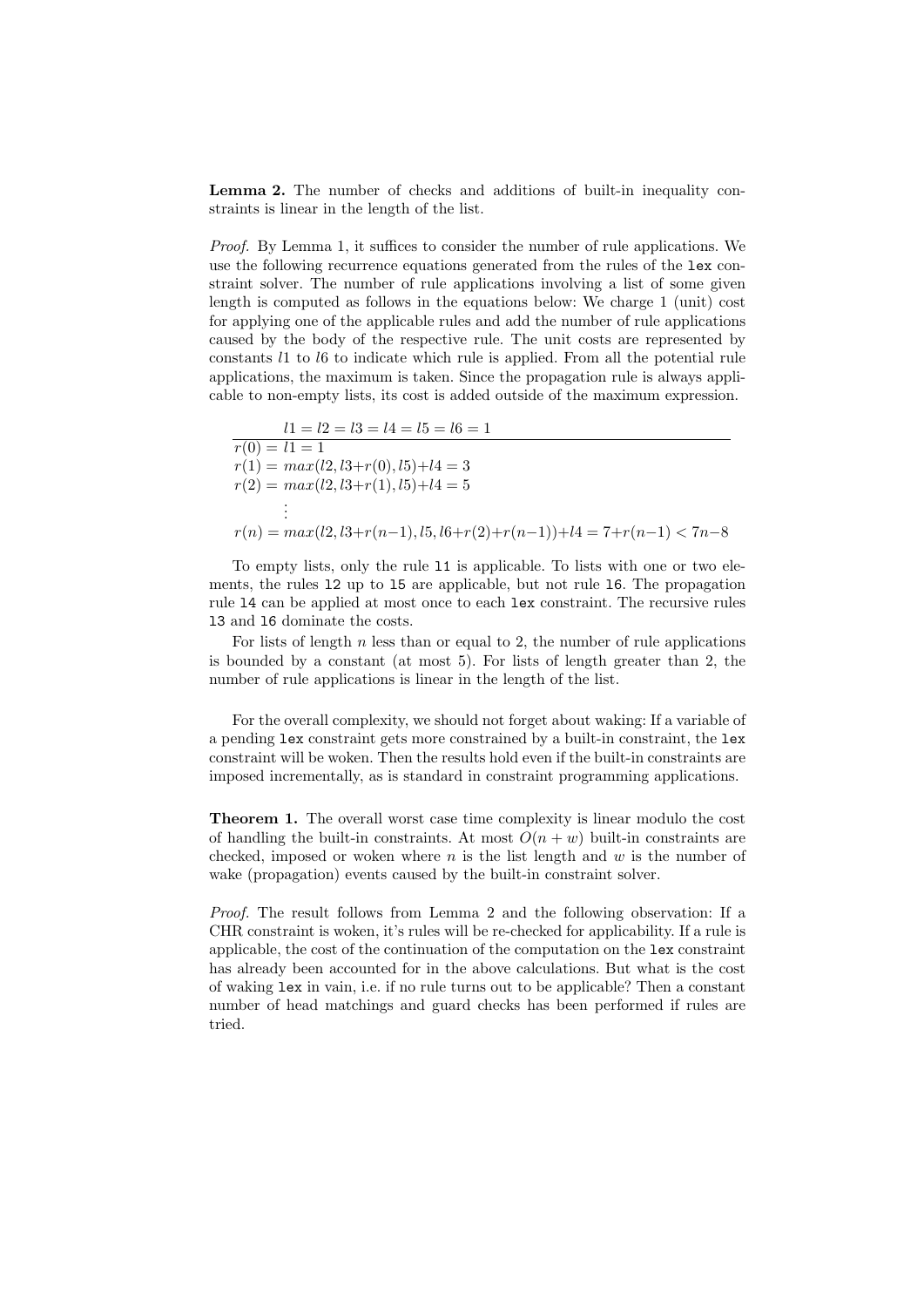**Lemma 2.** The number of checks and additions of built-in inequality constraints is linear in the length of the list.

*Proof.* By Lemma 1, it suffices to consider the number of rule applications. We use the following recurrence equations generated from the rules of the `lex` constraint solver. The number of rule applications involving a list of some given length is computed as follows in the equations below: We charge 1 (unit) cost for applying one of the applicable rules and add the number of rule applications caused by the body of the respective rule. The unit costs are represented by constants $l1$ to $l6$ to indicate which rule is applied. From all the potential rule applications, the maximum is taken. Since the propagation rule is always applicable to non-empty lists, its cost is added outside of the maximum expression.

$$l1 = l2 = l3 = l4 = l5 = l6 = 1$$

$$\begin{aligned}
r(0) &= l1 = 1 \\
r(1) &= max(l2, l3{+}r(0), l5){+}l4 = 3 \\
r(2) &= max(l2, l3{+}r(1), l5){+}l4 = 5 \\
&\vdots \\
r(n) &= max(l2, l3{+}r(n{-}1), l5, l6{+}r(2){+}r(n{-}1)){+}l4 = 7{+}r(n{-}1) < 7n{-}8
\end{aligned}$$

To empty lists, only the rule `l1` is applicable. To lists with one or two elements, the rules `l2` up to `l5` are applicable, but not rule `l6`. The propagation rule `l4` can be applied at most once to each `lex` constraint. The recursive rules `l3` and `l6` dominate the costs.

For lists of length $n$ less than or equal to 2, the number of rule applications is bounded by a constant (at most 5). For lists of length greater than 2, the number of rule applications is linear in the length of the list.

For the overall complexity, we should not forget about waking: If a variable of a pending `lex` constraint gets more constrained by a built-in constraint, the `lex` constraint will be woken. Then the results hold even if the built-in constraints are imposed incrementally, as is standard in constraint programming applications.

**Theorem 1.** The overall worst case time complexity is linear modulo the cost of handling the built-in constraints. At most $O(n + w)$ built-in constraints are checked, imposed or woken where $n$ is the list length and $w$ is the number of wake (propagation) events caused by the built-in constraint solver.

*Proof.* The result follows from Lemma 2 and the following observation: If a CHR constraint is woken, it's rules will be re-checked for applicability. If a rule is applicable, the cost of the continuation of the computation on the `lex` constraint has already been accounted for in the above calculations. But what is the cost of waking `lex` in vain, i.e. if no rule turns out to be applicable? Then a constant number of head matchings and guard checks has been performed if rules are tried.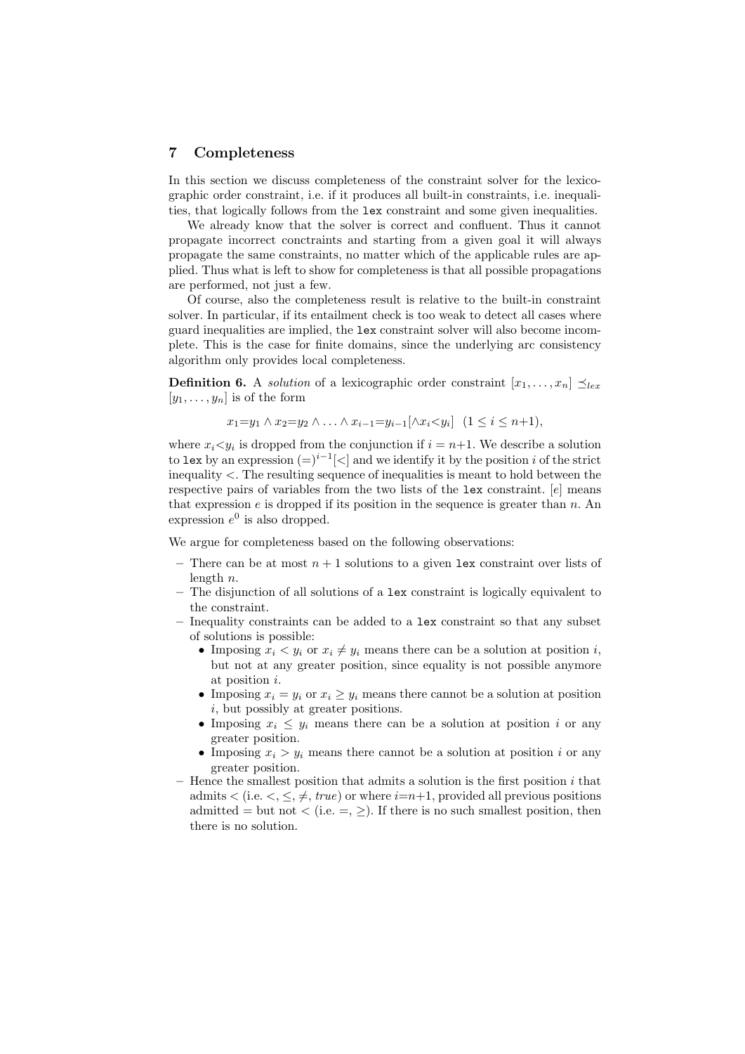## 7 Completeness

In this section we discuss completeness of the constraint solver for the lexicographic order constraint, i.e. if it produces all built-in constraints, i.e. inequalities, that logically follows from the `lex` constraint and some given inequalities.

We already know that the solver is correct and confluent. Thus it cannot propagate incorrect conctraints and starting from a given goal it will always propagate the same constraints, no matter which of the applicable rules are applied. Thus what is left to show for completeness is that all possible propagations are performed, not just a few.

Of course, also the completeness result is relative to the built-in constraint solver. In particular, if its entailment check is too weak to detect all cases where guard inequalities are implied, the `lex` constraint solver will also become incomplete. This is the case for finite domains, since the underlying arc consistency algorithm only provides local completeness.

**Definition 6.** A *solution* of a lexicographic order constraint $[x_1, \ldots, x_n] \preceq_{lex} [y_1, \ldots, y_n]$ is of the form

$$x_1{=}y_1 \wedge x_2{=}y_2 \wedge \ldots \wedge x_{i-1}{=}y_{i-1}[\wedge x_i{<}y_i] \quad (1 \leq i \leq n{+}1),$$

where $x_i{<}y_i$ is dropped from the conjunction if $i = n{+}1$. We describe a solution to `lex` by an expression $(=)^{i-1}[<]$ and we identify it by the position $i$ of the strict inequality $<$. The resulting sequence of inequalities is meant to hold between the respective pairs of variables from the two lists of the `lex` constraint. $[e]$ means that expression $e$ is dropped if its position in the sequence is greater than $n$. An expression $e^0$ is also dropped.

We argue for completeness based on the following observations:

- There can be at most $n + 1$ solutions to a given `lex` constraint over lists of length $n$.
- The disjunction of all solutions of a `lex` constraint is logically equivalent to the constraint.
- Inequality constraints can be added to a `lex` constraint so that any subset of solutions is possible:
  - Imposing $x_i < y_i$ or $x_i \neq y_i$ means there can be a solution at position $i$, but not at any greater position, since equality is not possible anymore at position $i$.
  - Imposing $x_i = y_i$ or $x_i \geq y_i$ means there cannot be a solution at position $i$, but possibly at greater positions.
  - Imposing $x_i \leq y_i$ means there can be a solution at position $i$ or any greater position.
  - Imposing $x_i > y_i$ means there cannot be a solution at position $i$ or any greater position.
- Hence the smallest position that admits a solution is the first position $i$ that admits $<$ (i.e. $<, \leq, \neq$, *true*) or where $i{=}n{+}1$, provided all previous positions admitted $=$ but not $<$ (i.e. $=, \geq$). If there is no such smallest position, then there is no solution.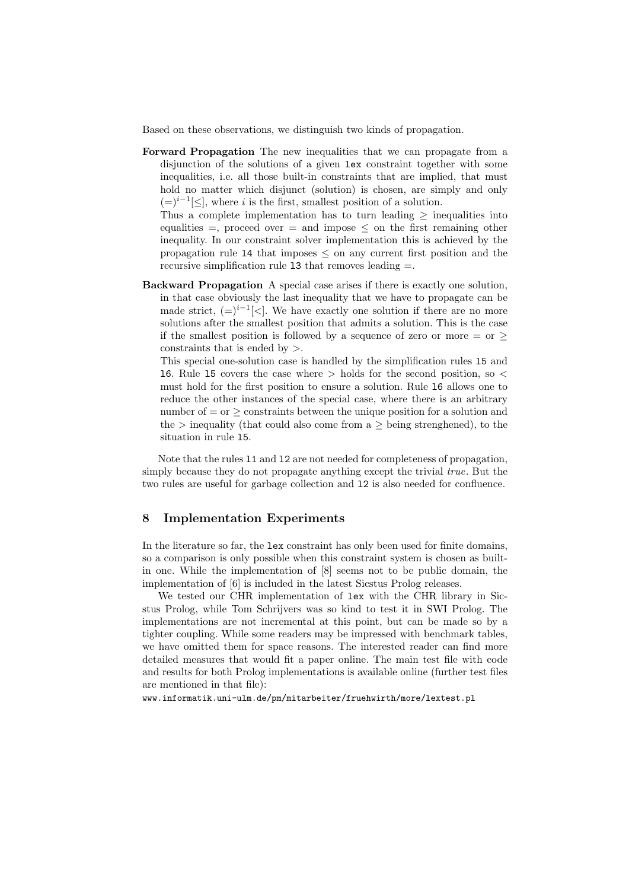Based on these observations, we distinguish two kinds of propagation.

**Forward Propagation** The new inequalities that we can propagate from a disjunction of the solutions of a given `lex` constraint together with some inequalities, i.e. all those built-in constraints that are implied, that must hold no matter which disjunct (solution) is chosen, are simply and only $(=)^{i-1}[\leq]$, where $i$ is the first, smallest position of a solution.

Thus a complete implementation has to turn leading $\geq$ inequalities into equalities $=$, proceed over $=$ and impose $\leq$ on the first remaining other inequality. In our constraint solver implementation this is achieved by the propagation rule `l4` that imposes $\leq$ on any current first position and the recursive simplification rule `l3` that removes leading $=$.

**Backward Propagation** A special case arises if there is exactly one solution, in that case obviously the last inequality that we have to propagate can be made strict, $(=)^{i-1}[<]$. We have exactly one solution if there are no more solutions after the smallest position that admits a solution. This is the case if the smallest position is followed by a sequence of zero or more $=$ or $\geq$ constraints that is ended by $>$.

This special one-solution case is handled by the simplification rules `l5` and `l6`. Rule `l5` covers the case where $>$ holds for the second position, so $<$ must hold for the first position to ensure a solution. Rule `l6` allows one to reduce the other instances of the special case, where there is an arbitrary number of $=$ or $\geq$ constraints between the unique position for a solution and the $>$ inequality (that could also come from a $\geq$ being strenghened), to the situation in rule `l5`.

Note that the rules `l1` and `l2` are not needed for completeness of propagation, simply because they do not propagate anything except the trivial *true*. But the two rules are useful for garbage collection and `l2` is also needed for confluence.

## 8 Implementation Experiments

In the literature so far, the `lex` constraint has only been used for finite domains, so a comparison is only possible when this constraint system is chosen as built-in one. While the implementation of [8] seems not to be public domain, the implementation of [6] is included in the latest Sicstus Prolog releases.

We tested our CHR implementation of `lex` with the CHR library in Sicstus Prolog, while Tom Schrijvers was so kind to test it in SWI Prolog. The implementations are not incremental at this point, but can be made so by a tighter coupling. While some readers may be impressed with benchmark tables, we have omitted them for space reasons. The interested reader can find more detailed measures that would fit a paper online. The main test file with code and results for both Prolog implementations is available online (further test files are mentioned in that file):

`www.informatik.uni-ulm.de/pm/mitarbeiter/fruehwirth/more/lextest.pl`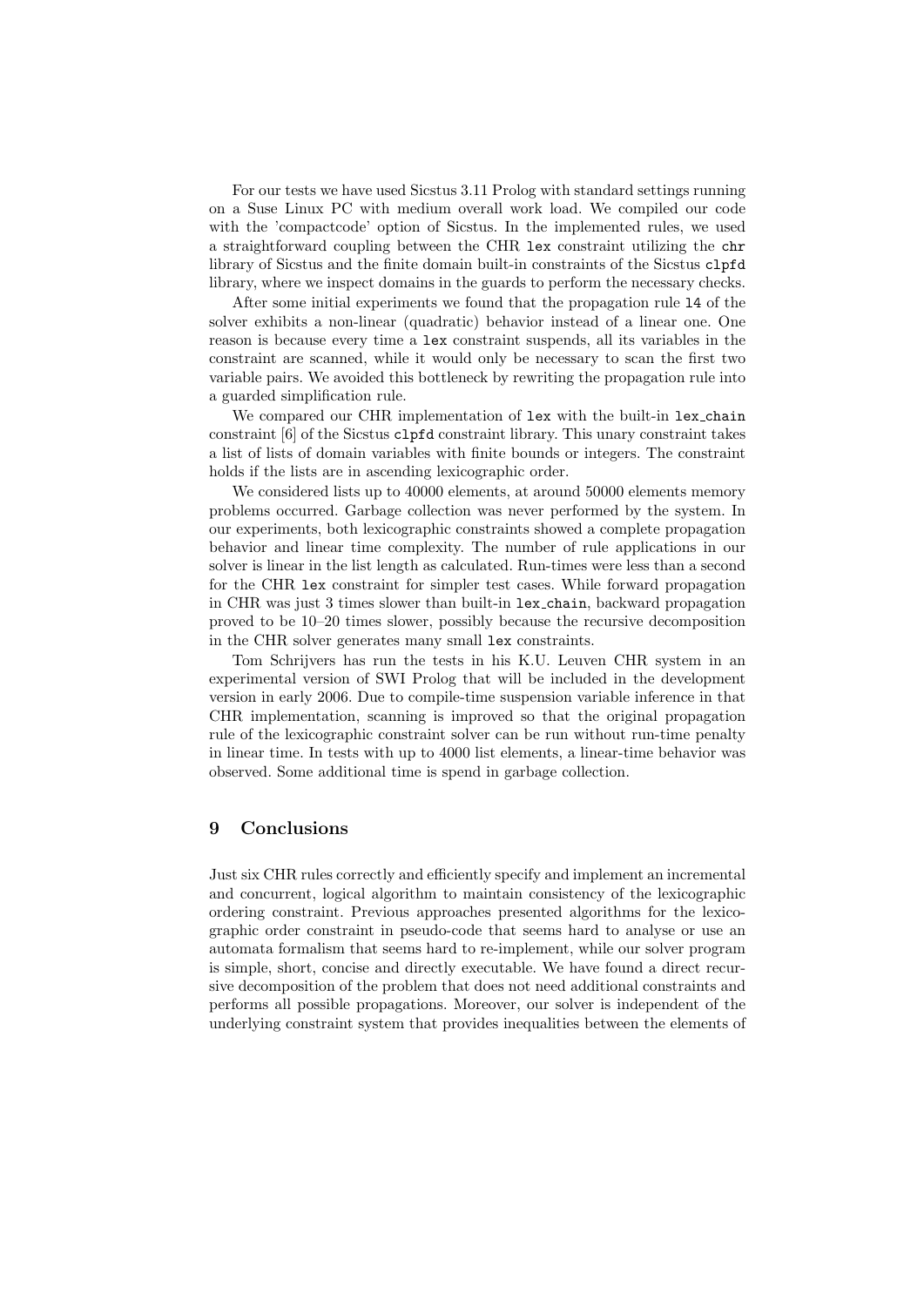For our tests we have used Sicstus 3.11 Prolog with standard settings running on a Suse Linux PC with medium overall work load. We compiled our code with the 'compactcode' option of Sicstus. In the implemented rules, we used a straightforward coupling between the CHR `lex` constraint utilizing the `chr` library of Sicstus and the finite domain built-in constraints of the Sicstus `clpfd` library, where we inspect domains in the guards to perform the necessary checks.

After some initial experiments we found that the propagation rule `l4` of the solver exhibits a non-linear (quadratic) behavior instead of a linear one. One reason is because every time a `lex` constraint suspends, all its variables in the constraint are scanned, while it would only be necessary to scan the first two variable pairs. We avoided this bottleneck by rewriting the propagation rule into a guarded simplification rule.

We compared our CHR implementation of `lex` with the built-in `lex_chain` constraint [6] of the Sicstus `clpfd` constraint library. This unary constraint takes a list of lists of domain variables with finite bounds or integers. The constraint holds if the lists are in ascending lexicographic order.

We considered lists up to 40000 elements, at around 50000 elements memory problems occurred. Garbage collection was never performed by the system. In our experiments, both lexicographic constraints showed a complete propagation behavior and linear time complexity. The number of rule applications in our solver is linear in the list length as calculated. Run-times were less than a second for the CHR `lex` constraint for simpler test cases. While forward propagation in CHR was just 3 times slower than built-in `lex_chain`, backward propagation proved to be 10–20 times slower, possibly because the recursive decomposition in the CHR solver generates many small `lex` constraints.

Tom Schrijvers has run the tests in his K.U. Leuven CHR system in an experimental version of SWI Prolog that will be included in the development version in early 2006. Due to compile-time suspension variable inference in that CHR implementation, scanning is improved so that the original propagation rule of the lexicographic constraint solver can be run without run-time penalty in linear time. In tests with up to 4000 list elements, a linear-time behavior was observed. Some additional time is spend in garbage collection.

## 9 Conclusions

Just six CHR rules correctly and efficiently specify and implement an incremental and concurrent, logical algorithm to maintain consistency of the lexicographic ordering constraint. Previous approaches presented algorithms for the lexicographic order constraint in pseudo-code that seems hard to analyse or use an automata formalism that seems hard to re-implement, while our solver program is simple, short, concise and directly executable. We have found a direct recursive decomposition of the problem that does not need additional constraints and performs all possible propagations. Moreover, our solver is independent of the underlying constraint system that provides inequalities between the elements of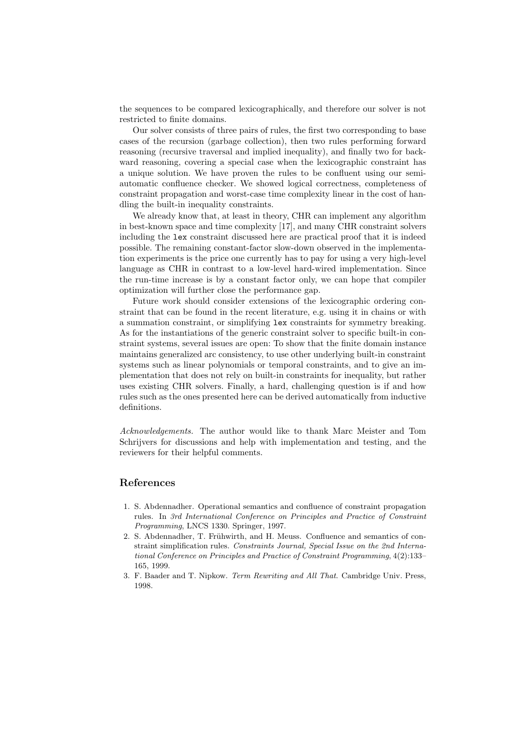the sequences to be compared lexicographically, and therefore our solver is not restricted to finite domains.

Our solver consists of three pairs of rules, the first two corresponding to base cases of the recursion (garbage collection), then two rules performing forward reasoning (recursive traversal and implied inequality), and finally two for backward reasoning, covering a special case when the lexicographic constraint has a unique solution. We have proven the rules to be confluent using our semi-automatic confluence checker. We showed logical correctness, completeness of constraint propagation and worst-case time complexity linear in the cost of handling the built-in inequality constraints.

We already know that, at least in theory, CHR can implement any algorithm in best-known space and time complexity [17], and many CHR constraint solvers including the `lex` constraint discussed here are practical proof that it is indeed possible. The remaining constant-factor slow-down observed in the implementation experiments is the price one currently has to pay for using a very high-level language as CHR in contrast to a low-level hard-wired implementation. Since the run-time increase is by a constant factor only, we can hope that compiler optimization will further close the performance gap.

Future work should consider extensions of the lexicographic ordering constraint that can be found in the recent literature, e.g. using it in chains or with a summation constraint, or simplifying `lex` constraints for symmetry breaking. As for the instantiations of the generic constraint solver to specific built-in constraint systems, several issues are open: To show that the finite domain instance maintains generalized arc consistency, to use other underlying built-in constraint systems such as linear polynomials or temporal constraints, and to give an implementation that does not rely on built-in constraints for inequality, but rather uses existing CHR solvers. Finally, a hard, challenging question is if and how rules such as the ones presented here can be derived automatically from inductive definitions.

*Acknowledgements.* The author would like to thank Marc Meister and Tom Schrijvers for discussions and help with implementation and testing, and the reviewers for their helpful comments.

## References

1. S. Abdennadher. Operational semantics and confluence of constraint propagation rules. In *3rd International Conference on Principles and Practice of Constraint Programming*, LNCS 1330. Springer, 1997.
2. S. Abdennadher, T. Frühwirth, and H. Meuss. Confluence and semantics of constraint simplification rules. *Constraints Journal, Special Issue on the 2nd International Conference on Principles and Practice of Constraint Programming*, 4(2):133–165, 1999.
3. F. Baader and T. Nipkow. *Term Rewriting and All That*. Cambridge Univ. Press, 1998.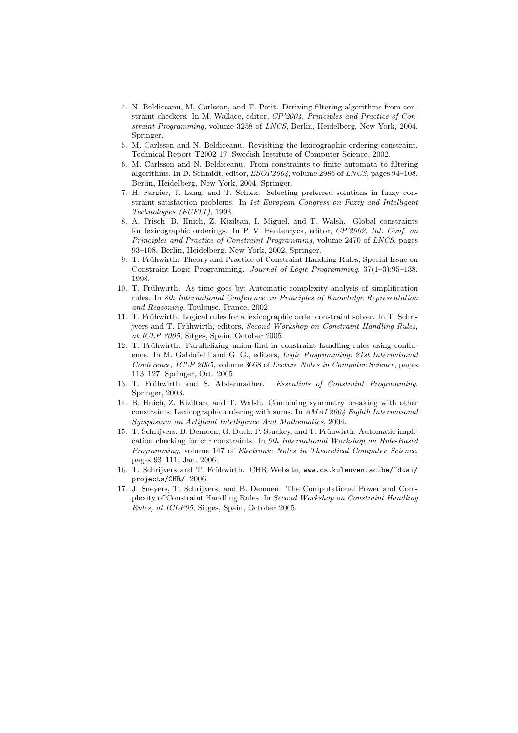4. N. Beldiceanu, M. Carlsson, and T. Petit. Deriving filtering algorithms from constraint checkers. In M. Wallace, editor, *CP'2004, Principles and Practice of Constraint Programming*, volume 3258 of *LNCS*, Berlin, Heidelberg, New York, 2004. Springer.
5. M. Carlsson and N. Beldiceanu. Revisiting the lexicographic ordering constraint. Technical Report T2002-17, Swedish Institute of Computer Science, 2002.
6. M. Carlsson and N. Beldiceanu. From constraints to finite automata to filtering algorithms. In D. Schmidt, editor, *ESOP2004*, volume 2986 of *LNCS*, pages 94–108, Berlin, Heidelberg, New York, 2004. Springer.
7. H. Fargier, J. Lang, and T. Schiex. Selecting preferred solutions in fuzzy constraint satisfaction problems. In *1st European Congress on Fuzzy and Intelligent Technologies (EUFIT)*, 1993.
8. A. Frisch, B. Hnich, Z. Kiziltan, I. Miguel, and T. Walsh. Global constraints for lexicographic orderings. In P. V. Hentenryck, editor, *CP'2002, Int. Conf. on Principles and Practice of Constraint Programming*, volume 2470 of *LNCS*, pages 93–108, Berlin, Heidelberg, New York, 2002. Springer.
9. T. Frühwirth. Theory and Practice of Constraint Handling Rules, Special Issue on Constraint Logic Programming. *Journal of Logic Programming*, 37(1–3):95–138, 1998.
10. T. Frühwirth. As time goes by: Automatic complexity analysis of simplification rules. In *8th International Conference on Principles of Knowledge Representation and Reasoning*, Toulouse, France, 2002.
11. T. Frühwirth. Logical rules for a lexicographic order constraint solver. In T. Schrijvers and T. Frühwirth, editors, *Second Workshop on Constraint Handling Rules, at ICLP 2005*, Sitges, Spain, October 2005.
12. T. Frühwirth. Parallelizing union-find in constraint handling rules using confluence. In M. Gabbrielli and G. G., editors, *Logic Programming: 21st International Conference, ICLP 2005*, volume 3668 of *Lecture Notes in Computer Science*, pages 113–127. Springer, Oct. 2005.
13. T. Frühwirth and S. Abdennadher. *Essentials of Constraint Programming*. Springer, 2003.
14. B. Hnich, Z. Kiziltan, and T. Walsh. Combining symmetry breaking with other constraints: Lexicographic ordering with sums. In *AMAI 2004 Eighth International Symposium on Artificial Intelligence And Mathematics*, 2004.
15. T. Schrijvers, B. Demoen, G. Duck, P. Stuckey, and T. Frühwirth. Automatic implication checking for chr constraints. In *6th International Workshop on Rule-Based Programming*, volume 147 of *Electronic Notes in Theoretical Computer Science*, pages 93–111, Jan. 2006.
16. T. Schrijvers and T. Frühwirth. CHR Website, `www.cs.kuleuven.ac.be/~dtai/projects/CHR/`, 2006.
17. J. Sneyers, T. Schrijvers, and B. Demoen. The Computational Power and Complexity of Constraint Handling Rules. In *Second Workshop on Constraint Handling Rules, at ICLP05*, Sitges, Spain, October 2005.